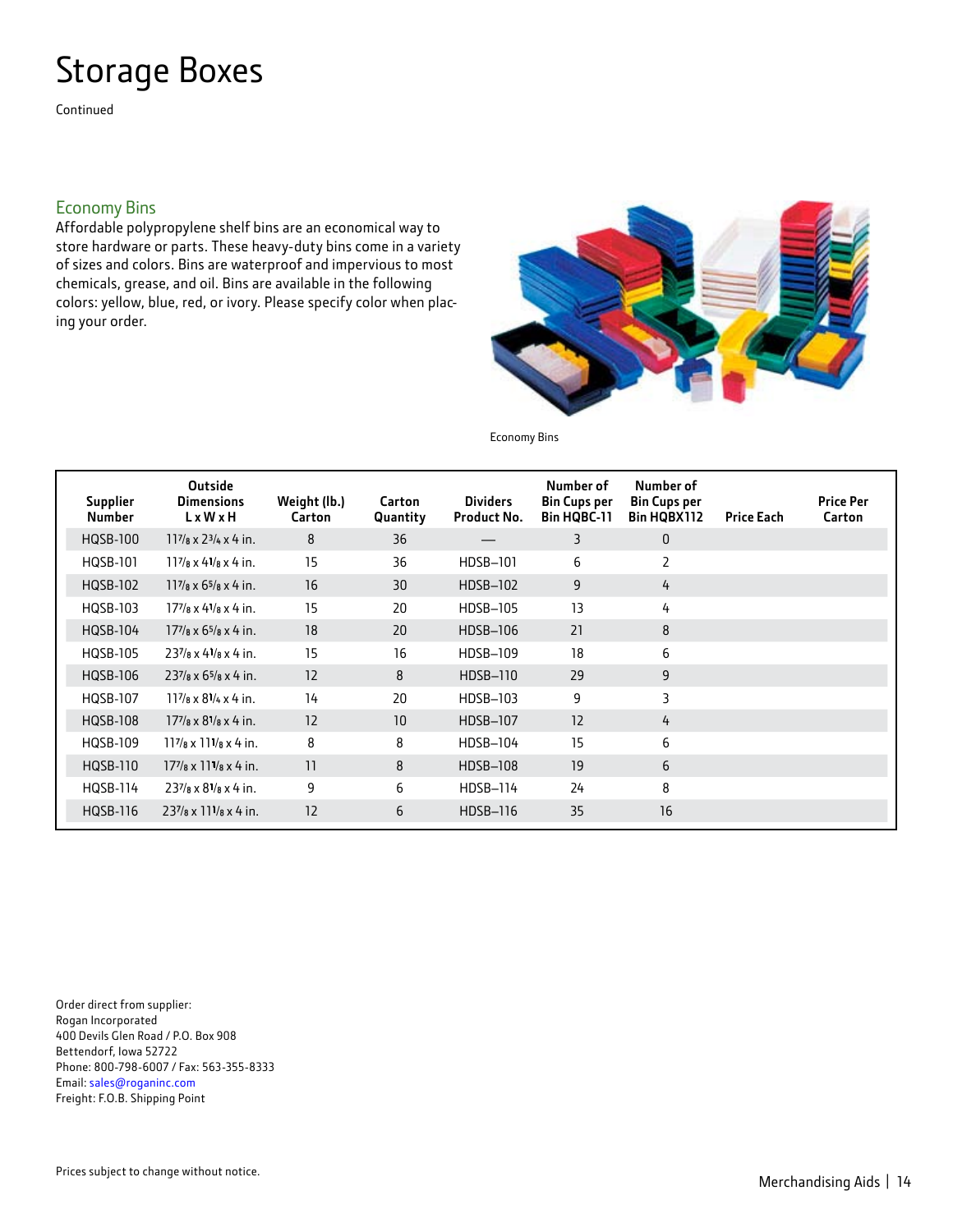# Storage Boxes

Continued

## Economy Bins

Affordable polypropylene shelf bins are an economical way to store hardware or parts. These heavy-duty bins come in a variety of sizes and colors. Bins are waterproof and impervious to most chemicals, grease, and oil. Bins are available in the following colors: yellow, blue, red, or ivory. Please specify color when placing your order.

Economy Bins

| Supplier Number | Outside Dimensions L x W x H | Weight (lb.) Carton | Carton Quantity | Dividers Product No. | Number of Bin Cups per Bin HQBC-11 | Number of Bin Cups per Bin HQBX112 | Price Each | Price Per Carton |
|---|---|---|---|---|---|---|---|---|
| HQSB-100 | 11 7/8 x 2 3/4 x 4 in. | 8 | 36 | — | 3 | 0 | | |
| HQSB-101 | 11 7/8 x 4 1/8 x 4 in. | 15 | 36 | HDSB–101 | 6 | 2 | | |
| HQSB-102 | 11 7/8 x 6 5/8 x 4 in. | 16 | 30 | HDSB–102 | 9 | 4 | | |
| HQSB-103 | 17 7/8 x 4 1/8 x 4 in. | 15 | 20 | HDSB–105 | 13 | 4 | | |
| HQSB-104 | 17 7/8 x 6 5/8 x 4 in. | 18 | 20 | HDSB–106 | 21 | 8 | | |
| HQSB-105 | 23 7/8 x 4 1/8 x 4 in. | 15 | 16 | HDSB–109 | 18 | 6 | | |
| HQSB-106 | 23 7/8 x 6 5/8 x 4 in. | 12 | 8 | HDSB–110 | 29 | 9 | | |
| HQSB-107 | 11 7/8 x 8 1/4 x 4 in. | 14 | 20 | HDSB–103 | 9 | 3 | | |
| HQSB-108 | 17 7/8 x 8 1/8 x 4 in. | 12 | 10 | HDSB–107 | 12 | 4 | | |
| HQSB-109 | 11 7/8 x 11 1/8 x 4 in. | 8 | 8 | HDSB–104 | 15 | 6 | | |
| HQSB-110 | 17 7/8 x 11 1/8 x 4 in. | 11 | 8 | HDSB–108 | 19 | 6 | | |
| HQSB-114 | 23 7/8 x 8 1/8 x 4 in. | 9 | 6 | HDSB–114 | 24 | 8 | | |
| HQSB-116 | 23 7/8 x 11 1/8 x 4 in. | 12 | 6 | HDSB–116 | 35 | 16 | | |

Order direct from supplier:
Rogan Incorporated
400 Devils Glen Road / P.O. Box 908
Bettendorf, Iowa 52722
Phone: 800-798-6007 / Fax: 563-355-8333
Email: sales@roganinc.com
Freight: F.O.B. Shipping Point

Prices subject to change without notice.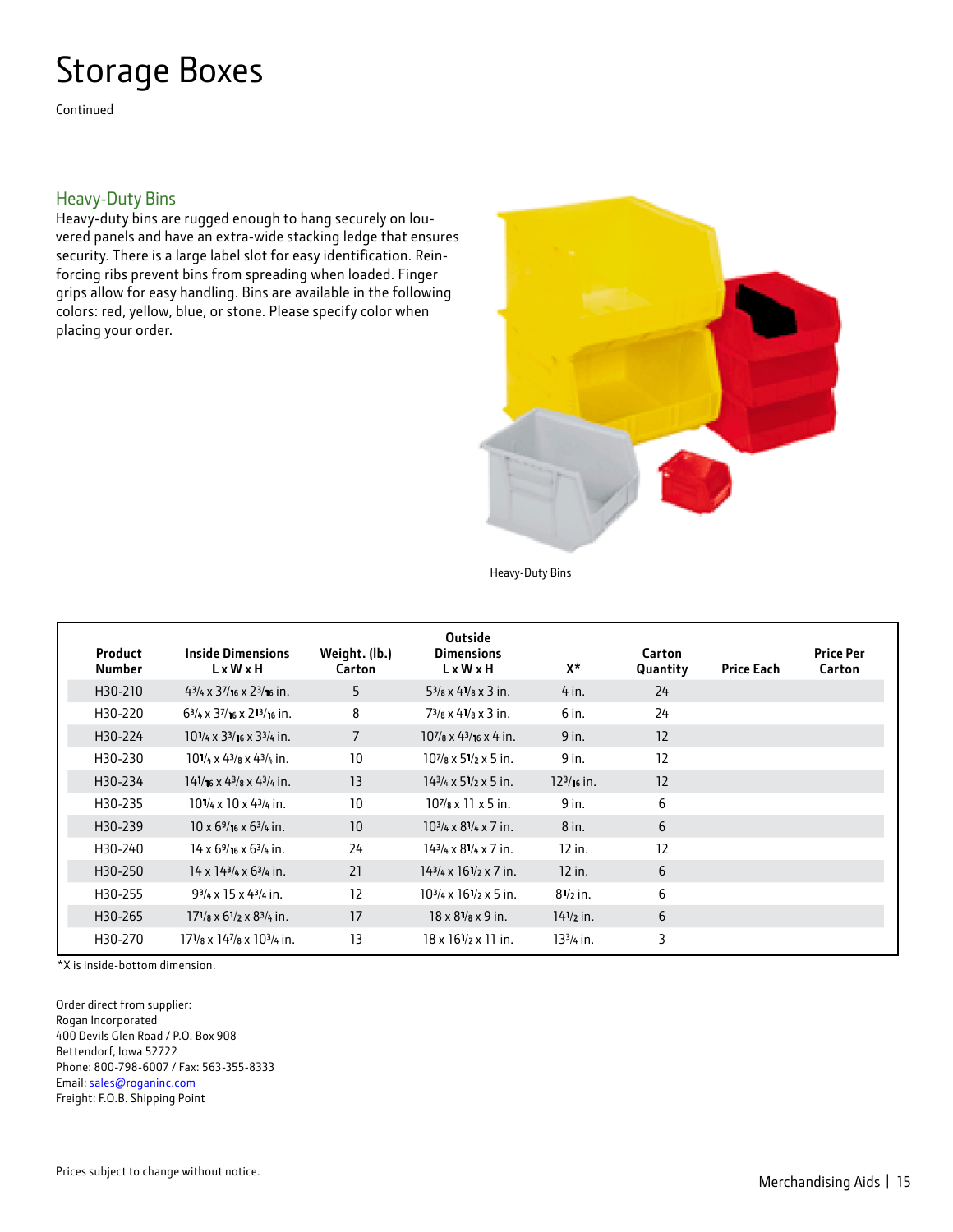# Storage Boxes

Continued

## Heavy-Duty Bins

Heavy-duty bins are rugged enough to hang securely on louvered panels and have an extra-wide stacking ledge that ensures security. There is a large label slot for easy identification. Reinforcing ribs prevent bins from spreading when loaded. Finger grips allow for easy handling. Bins are available in the following colors: red, yellow, blue, or stone. Please specify color when placing your order.

Heavy-Duty Bins

| Product Number | Inside Dimensions L x W x H | Weight. (lb.) Carton | Outside Dimensions L x W x H | X* | Carton Quantity | Price Each | Price Per Carton |
|---|---|---|---|---|---|---|---|
| H30-210 | 4 3/4 x 3 7/16 x 2 3/16 in. | 5 | 5 3/8 x 4 1/8 x 3 in. | 4 in. | 24 | | |
| H30-220 | 6 3/4 x 3 7/16 x 2 13/16 in. | 8 | 7 3/8 x 4 1/8 x 3 in. | 6 in. | 24 | | |
| H30-224 | 10 1/4 x 3 3/16 x 3 3/4 in. | 7 | 10 7/8 x 4 3/16 x 4 in. | 9 in. | 12 | | |
| H30-230 | 10 1/4 x 4 3/8 x 4 3/4 in. | 10 | 10 7/8 x 5 1/2 x 5 in. | 9 in. | 12 | | |
| H30-234 | 14 1/16 x 4 3/8 x 4 3/4 in. | 13 | 14 3/4 x 5 1/2 x 5 in. | 12 3/16 in. | 12 | | |
| H30-235 | 10 1/4 x 10 x 4 3/4 in. | 10 | 10 7/8 x 11 x 5 in. | 9 in. | 6 | | |
| H30-239 | 10 x 6 9/16 x 6 3/4 in. | 10 | 10 3/4 x 8 1/4 x 7 in. | 8 in. | 6 | | |
| H30-240 | 14 x 6 9/16 x 6 3/4 in. | 24 | 14 3/4 x 8 1/4 x 7 in. | 12 in. | 12 | | |
| H30-250 | 14 x 14 3/4 x 6 3/4 in. | 21 | 14 3/4 x 16 1/2 x 7 in. | 12 in. | 6 | | |
| H30-255 | 9 3/4 x 15 x 4 3/4 in. | 12 | 10 3/4 x 16 1/2 x 5 in. | 8 1/2 in. | 6 | | |
| H30-265 | 17 1/8 x 6 1/2 x 8 3/4 in. | 17 | 18 x 8 1/8 x 9 in. | 14 1/2 in. | 6 | | |
| H30-270 | 17 1/8 x 14 7/8 x 10 3/4 in. | 13 | 18 x 16 1/2 x 11 in. | 13 3/4 in. | 3 | | |

*X is inside-bottom dimension.

Order direct from supplier:
Rogan Incorporated
400 Devils Glen Road / P.O. Box 908
Bettendorf, Iowa 52722
Phone: 800-798-6007 / Fax: 563-355-8333
Email: sales@roganinc.com
Freight: F.O.B. Shipping Point

Prices subject to change without notice.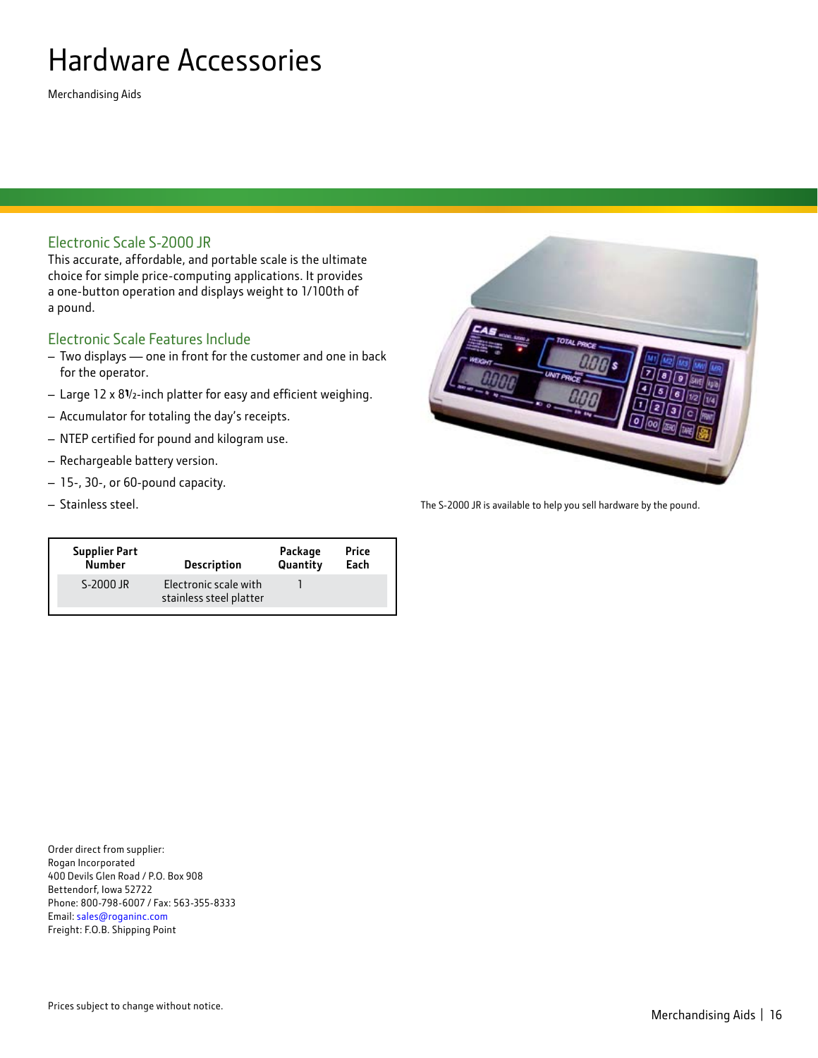# Hardware Accessories

Merchandising Aids

## Electronic Scale S-2000 JR

This accurate, affordable, and portable scale is the ultimate choice for simple price-computing applications. It provides a one-button operation and displays weight to 1/100th of a pound.

## Electronic Scale Features Include

- Two displays — one in front for the customer and one in back for the operator.
- Large 12 x 8½-inch platter for easy and efficient weighing.
- Accumulator for totaling the day's receipts.
- NTEP certified for pound and kilogram use.
- Rechargeable battery version.
- 15-, 30-, or 60-pound capacity.
- Stainless steel.

The S-2000 JR is available to help you sell hardware by the pound.

| Supplier Part Number | Description | Package Quantity | Price Each |
| --- | --- | --- | --- |
| S-2000 JR | Electronic scale with stainless steel platter | 1 | |

Order direct from supplier:
Rogan Incorporated
400 Devils Glen Road / P.O. Box 908
Bettendorf, Iowa 52722
Phone: 800-798-6007 / Fax: 563-355-8333
Email: sales@roganinc.com
Freight: F.O.B. Shipping Point

Prices subject to change without notice.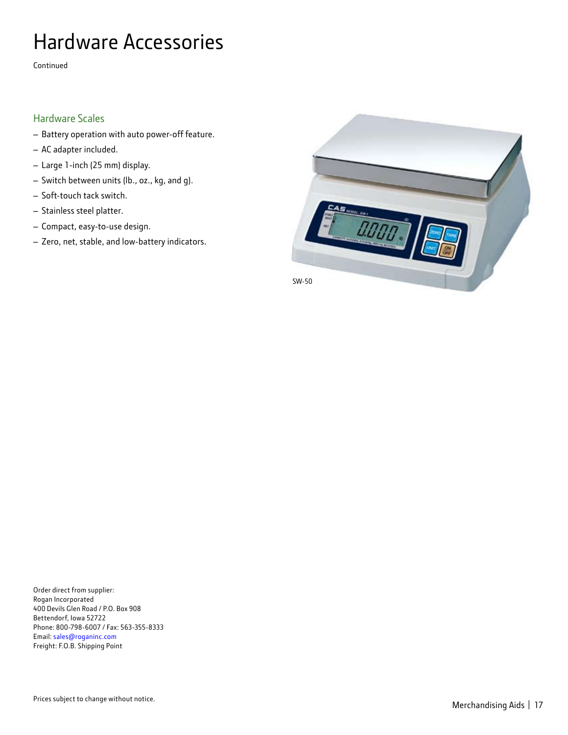# Hardware Accessories

Continued

## Hardware Scales

- Battery operation with auto power-off feature.
- AC adapter included.
- Large 1-inch (25 mm) display.
- Switch between units (lb., oz., kg, and g).
- Soft-touch tack switch.
- Stainless steel platter.
- Compact, easy-to-use design.
- Zero, net, stable, and low-battery indicators.

SW-50

Order direct from supplier:
Rogan Incorporated
400 Devils Glen Road / P.O. Box 908
Bettendorf, Iowa 52722
Phone: 800-798-6007 / Fax: 563-355-8333
Email: sales@roganinc.com
Freight: F.O.B. Shipping Point

Prices subject to change without notice.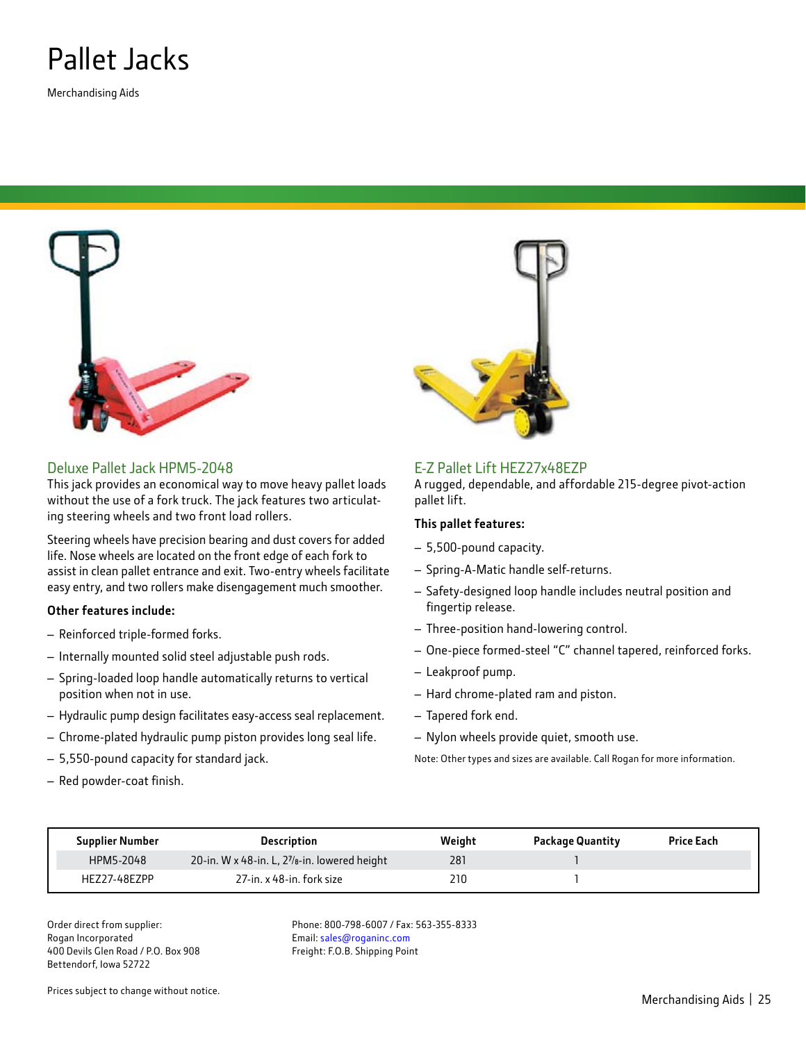# Pallet Jacks

Merchandising Aids

### Deluxe Pallet Jack HPM5-2048

This jack provides an economical way to move heavy pallet loads without the use of a fork truck. The jack features two articulating steering wheels and two front load rollers.

Steering wheels have precision bearing and dust covers for added life. Nose wheels are located on the front edge of each fork to assist in clean pallet entrance and exit. Two-entry wheels facilitate easy entry, and two rollers make disengagement much smoother.

**Other features include:**

- Reinforced triple-formed forks.
- Internally mounted solid steel adjustable push rods.
- Spring-loaded loop handle automatically returns to vertical position when not in use.
- Hydraulic pump design facilitates easy-access seal replacement.
- Chrome-plated hydraulic pump piston provides long seal life.
- 5,550-pound capacity for standard jack.
- Red powder-coat finish.

### E-Z Pallet Lift HEZ27x48EZP

A rugged, dependable, and affordable 215-degree pivot-action pallet lift.

**This pallet features:**

- 5,500-pound capacity.
- Spring-A-Matic handle self-returns.
- Safety-designed loop handle includes neutral position and fingertip release.
- Three-position hand-lowering control.
- One-piece formed-steel "C" channel tapered, reinforced forks.
- Leakproof pump.
- Hard chrome-plated ram and piston.
- Tapered fork end.
- Nylon wheels provide quiet, smooth use.

Note: Other types and sizes are available. Call Rogan for more information.

| Supplier Number | Description | Weight | Package Quantity | Price Each |
|---|---|---|---|---|
| HPM5-2048 | 20-in. W x 48-in. L, 2⁷/₈-in. lowered height | 281 | 1 | |
| HEZ27-48EZPP | 27-in. x 48-in. fork size | 210 | 1 | |

Order direct from supplier:
Rogan Incorporated
400 Devils Glen Road / P.O. Box 908
Bettendorf, Iowa 52722

Phone: 800-798-6007 / Fax: 563-355-8333
Email: sales@roganinc.com
Freight: F.O.B. Shipping Point

Prices subject to change without notice.